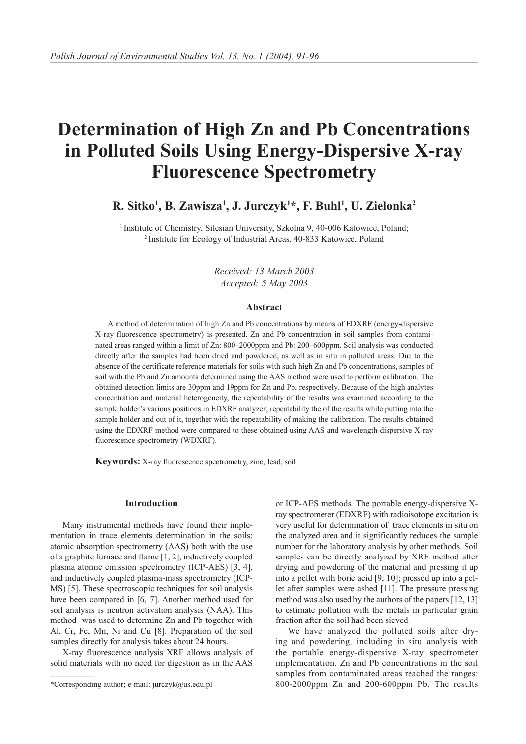# Determination of High Zn and Pb Concentrations in Polluted Soils Using Energy-Dispersive X-ray Fluorescence Spectrometry

**R. Sitko[1], B. Zawisza[1], J. Jurczyk[1]*, F. Buhl[1], U. Zielonka[2]**

[1] Institute of Chemistry, Silesian University, Szkolna 9, 40-006 Katowice, Poland;
[2] Institute for Ecology of Industrial Areas, 40-833 Katowice, Poland

*Received: 13 March 2003*
*Accepted: 5 May 2003*

### Abstract

A method of determination of high Zn and Pb concentrations by means of EDXRF (energy-dispersive X-ray fluorescence spectrometry) is presented. Zn and Pb concentration in soil samples from contaminated areas ranged within a limit of Zn: 800–2000ppm and Pb: 200–600ppm. Soil analysis was conducted directly after the samples had been dried and powdered, as well as in situ in polluted areas. Due to the absence of the certificate reference materials for soils with such high Zn and Pb concentrations, samples of soil with the Pb and Zn amounts determined using the AAS method were used to perform calibration. The obtained detection limits are 30ppm and 19ppm for Zn and Pb, respectively. Because of the high analytes concentration and material heterogeneity, the repeatability of the results was examined according to the sample holder's various positions in EDXRF analyzer; repeatability the of the results while putting into the sample holder and out of it, together with the repeatability of making the calibration. The results obtained using the EDXRF method were compared to these obtained using AAS and wavelength-dispersive X-ray fluorescence spectrometry (WDXRF).

**Keywords:** X-ray fluorescence spectrometry, zinc, lead, soil

## Introduction

Many instrumental methods have found their implementation in trace elements determination in the soils: atomic absorption spectrometry (AAS) both with the use of a graphite furnace and flame [1, 2], inductively coupled plasma atomic emission spectrometry (ICP-AES) [3, 4], and inductively coupled plasma-mass spectrometry (ICP-MS) [5]. These spectroscopic techniques for soil analysis have been compared in [6, 7]. Another method used for soil analysis is neutron activation analysis (NAA). This method was used to determine Zn and Pb together with Al, Cr, Fe, Mn, Ni and Cu [8]. Preparation of the soil samples directly for analysis takes about 24 hours.

X-ray fluorescence analysis XRF allows analysis of solid materials with no need for digestion as in the AAS or ICP-AES methods. The portable energy-dispersive X-ray spectrometer (EDXRF) with radioisotope excitation is very useful for determination of trace elements in situ on the analyzed area and it significantly reduces the sample number for the laboratory analysis by other methods. Soil samples can be directly analyzed by XRF method after drying and powdering of the material and pressing it up into a pellet with boric acid [9, 10]; pressed up into a pellet after samples were ashed [11]. The pressure pressing method was also used by the authors of the papers [12, 13] to estimate pollution with the metals in particular grain fraction after the soil had been sieved.

We have analyzed the polluted soils after drying and powdering, including in situ analysis with the portable energy-dispersive X-ray spectrometer implementation. Zn and Pb concentrations in the soil samples from contaminated areas reached the ranges: 800-2000ppm Zn and 200-600ppm Pb. The results

*Corresponding author; e-mail: jurczyk@us.edu.pl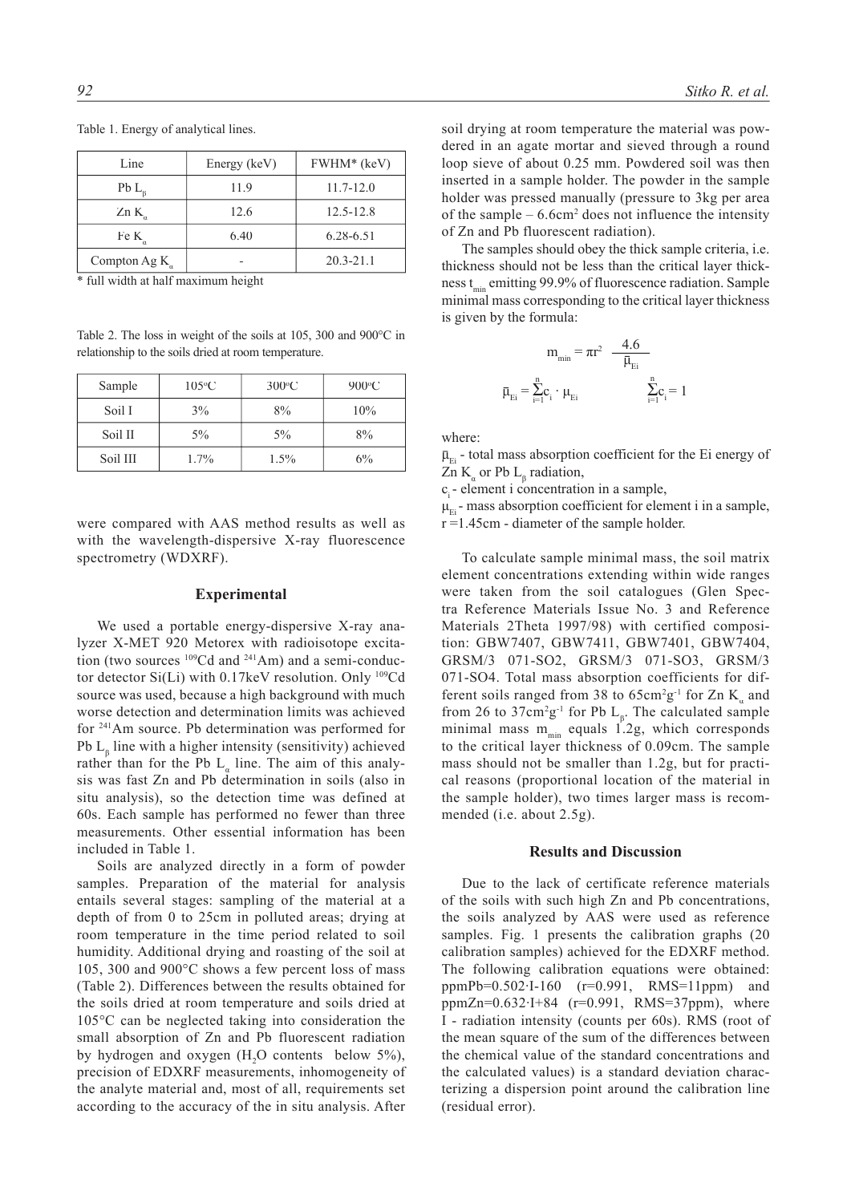Table 1. Energy of analytical lines.

| Line | Energy (keV) | FWHM* (keV) |
|---|---|---|
| Pb $L_{\beta}$ | 11.9 | 11.7-12.0 |
| Zn $K_{\alpha}$ | 12.6 | 12.5-12.8 |
| Fe $K_{\alpha}$ | 6.40 | 6.28-6.51 |
| Compton Ag $K_{\alpha}$ | - | 20.3-21.1 |

\* full width at half maximum height

Table 2. The loss in weight of the soils at 105, 300 and 900°C in relationship to the soils dried at room temperature.

| Sample | 105°C | 300°C | 900°C |
|---|---|---|---|
| Soil I | 3% | 8% | 10% |
| Soil II | 5% | 5% | 8% |
| Soil III | 1.7% | 1.5% | 6% |

were compared with AAS method results as well as with the wavelength-dispersive X-ray fluorescence spectrometry (WDXRF).

## Experimental

We used a portable energy-dispersive X-ray analyzer X-MET 920 Metorex with radioisotope excitation (two sources $^{109}Cd$ and $^{241}Am$) and a semi-conductor detector Si(Li) with 0.17keV resolution. Only $^{109}Cd$ source was used, because a high background with much worse detection and determination limits was achieved for $^{241}Am$ source. Pb determination was performed for Pb $L_{\beta}$ line with a higher intensity (sensitivity) achieved rather than for the Pb $L_{\alpha}$ line. The aim of this analysis was fast Zn and Pb determination in soils (also in situ analysis), so the detection time was defined at 60s. Each sample has performed no fewer than three measurements. Other essential information has been included in Table 1.

Soils are analyzed directly in a form of powder samples. Preparation of the material for analysis entails several stages: sampling of the material at a depth of from 0 to 25cm in polluted areas; drying at room temperature in the time period related to soil humidity. Additional drying and roasting of the soil at 105, 300 and 900°C shows a few percent loss of mass (Table 2). Differences between the results obtained for the soils dried at room temperature and soils dried at 105°C can be neglected taking into consideration the small absorption of Zn and Pb fluorescent radiation by hydrogen and oxygen ($H_2O$ contents below 5%), precision of EDXRF measurements, inhomogeneity of the analyte material and, most of all, requirements set according to the accuracy of the in situ analysis. After soil drying at room temperature the material was powdered in an agate mortar and sieved through a round loop sieve of about 0.25 mm. Powdered soil was then inserted in a sample holder. The powder in the sample holder was pressed manually (pressure to 3kg per area of the sample – 6.6cm$^2$ does not influence the intensity of Zn and Pb fluorescent radiation).

The samples should obey the thick sample criteria, i.e. thickness should not be less than the critical layer thickness $t_{min}$ emitting 99.9% of fluorescence radiation. Sample minimal mass corresponding to the critical layer thickness is given by the formula:

$$m_{min} = \pi r^2 \frac{4.6}{\bar{\mu}_{Ei}}$$

$$\bar{\mu}_{Ei} = \sum_{i=1}^{n} c_i \cdot \mu_{Ei} \qquad \sum_{i=1}^{n} c_i = 1$$

where:

$\bar{\mu}_{Ei}$ - total mass absorption coefficient for the Ei energy of Zn $K_{\alpha}$ or Pb $L_{\beta}$ radiation,

$c_i$ - element i concentration in a sample,

$\mu_{Ei}$ - mass absorption coefficient for element i in a sample,

r =1.45cm - diameter of the sample holder.

To calculate sample minimal mass, the soil matrix element concentrations extending within wide ranges were taken from the soil catalogues (Glen Spectra Reference Materials Issue No. 3 and Reference Materials 2Theta 1997/98) with certified composition: GBW7407, GBW7411, GBW7401, GBW7404, GRSM/3 071-SO2, GRSM/3 071-SO3, GRSM/3 071-SO4. Total mass absorption coefficients for different soils ranged from 38 to 65cm$^2$g$^{-1}$ for Zn $K_{\alpha}$ and from 26 to 37cm$^2$g$^{-1}$ for Pb $L_{\beta}$. The calculated sample minimal mass $m_{min}$ equals 1.2g, which corresponds to the critical layer thickness of 0.09cm. The sample mass should not be smaller than 1.2g, but for practical reasons (proportional location of the material in the sample holder), two times larger mass is recommended (i.e. about 2.5g).

## Results and Discussion

Due to the lack of certificate reference materials of the soils with such high Zn and Pb concentrations, the soils analyzed by AAS were used as reference samples. Fig. 1 presents the calibration graphs (20 calibration samples) achieved for the EDXRF method. The following calibration equations were obtained: ppmPb=0.502·I-160 (r=0.991, RMS=11ppm) and ppmZn=0.632·I+84 (r=0.991, RMS=37ppm), where I - radiation intensity (counts per 60s). RMS (root of the mean square of the sum of the differences between the chemical value of the standard concentrations and the calculated values) is a standard deviation characterizing a dispersion point around the calibration line (residual error).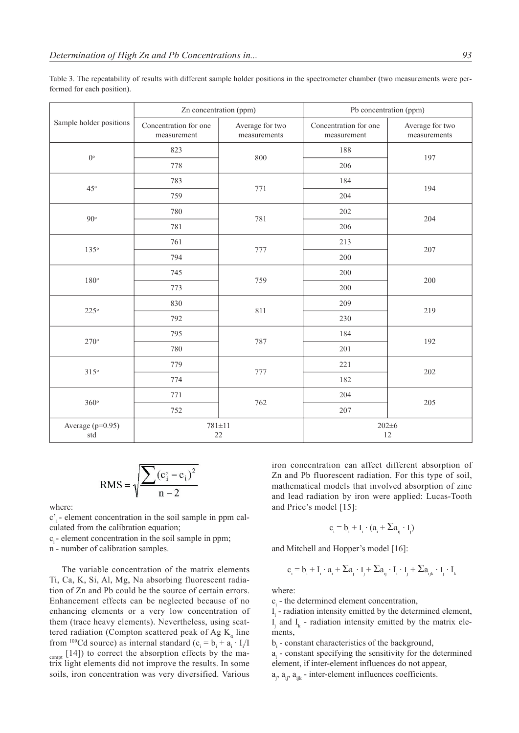Table 3. The repeatability of results with different sample holder positions in the spectrometer chamber (two measurements were performed for each position).

| Sample holder positions | Zn concentration (ppm) | | Pb concentration (ppm) | |
|---|---|---|---|---|
| | Concentration for one measurement | Average for two measurements | Concentration for one measurement | Average for two measurements |
| 0° | 823 | 800 | 188 | 197 |
| | 778 | | 206 | |
| 45° | 783 | 771 | 184 | 194 |
| | 759 | | 204 | |
| 90° | 780 | 781 | 202 | 204 |
| | 781 | | 206 | |
| 135° | 761 | 777 | 213 | 207 |
| | 794 | | 200 | |
| 180° | 745 | 759 | 200 | 200 |
| | 773 | | 200 | |
| 225° | 830 | 811 | 209 | 219 |
| | 792 | | 230 | |
| 270° | 795 | 787 | 184 | 192 |
| | 780 | | 201 | |
| 315° | 779 | 777 | 221 | 202 |
| | 774 | | 182 | |
| 360° | 771 | 762 | 204 | 205 |
| | 752 | | 207 | |
| Average (p=0.95) std | 781±11 22 | | 202±6 12 | |

$$RMS = \sqrt{\frac{\sum (c'_i - c_i)^2}{n-2}}$$

where:

$c'_i$ - element concentration in the soil sample in ppm calculated from the calibration equation;

$c_i$ - element concentration in the soil sample in ppm;

n - number of calibration samples.

The variable concentration of the matrix elements Ti, Ca, K, Si, Al, Mg, Na absorbing fluorescent radiation of Zn and Pb could be the source of certain errors. Enhancement effects can be neglected because of no enhancing elements or a very low concentration of them (trace heavy elements). Nevertheless, using scattered radiation (Compton scattered peak of Ag $K_\alpha$ line from $^{109}$Cd source) as internal standard ($c_i = b_i + a_i \cdot I_i/I_{compt}$ [14]) to correct the absorption effects by the matrix light elements did not improve the results. In some soils, iron concentration was very diversified. Various iron concentration can affect different absorption of Zn and Pb fluorescent radiation. For this type of soil, mathematical models that involved absorption of zinc and lead radiation by iron were applied: Lucas-Tooth and Price's model [15]:

$$c_i = b_i + I_i \cdot (a_i + \Sigma a_{ij} \cdot I_j)$$

and Mitchell and Hopper's model [16]:

$$c_i = b_i + I_i \cdot a_i + \Sigma a_j \cdot I_j + \Sigma a_{ij} \cdot I_i \cdot I_j + \Sigma a_{ijk} \cdot I_j \cdot I_k$$

where:

$c_i$ - the determined element concentration,

$I_i$ - radiation intensity emitted by the determined element,

$I_j$ and $I_k$ - radiation intensity emitted by the matrix elements,

$b_i$ - constant characteristics of the background,

$a_i$ - constant specifying the sensitivity for the determined element, if inter-element influences do not appear,

$a_j$, $a_{ij}$, $a_{ijk}$ - inter-element influences coefficients.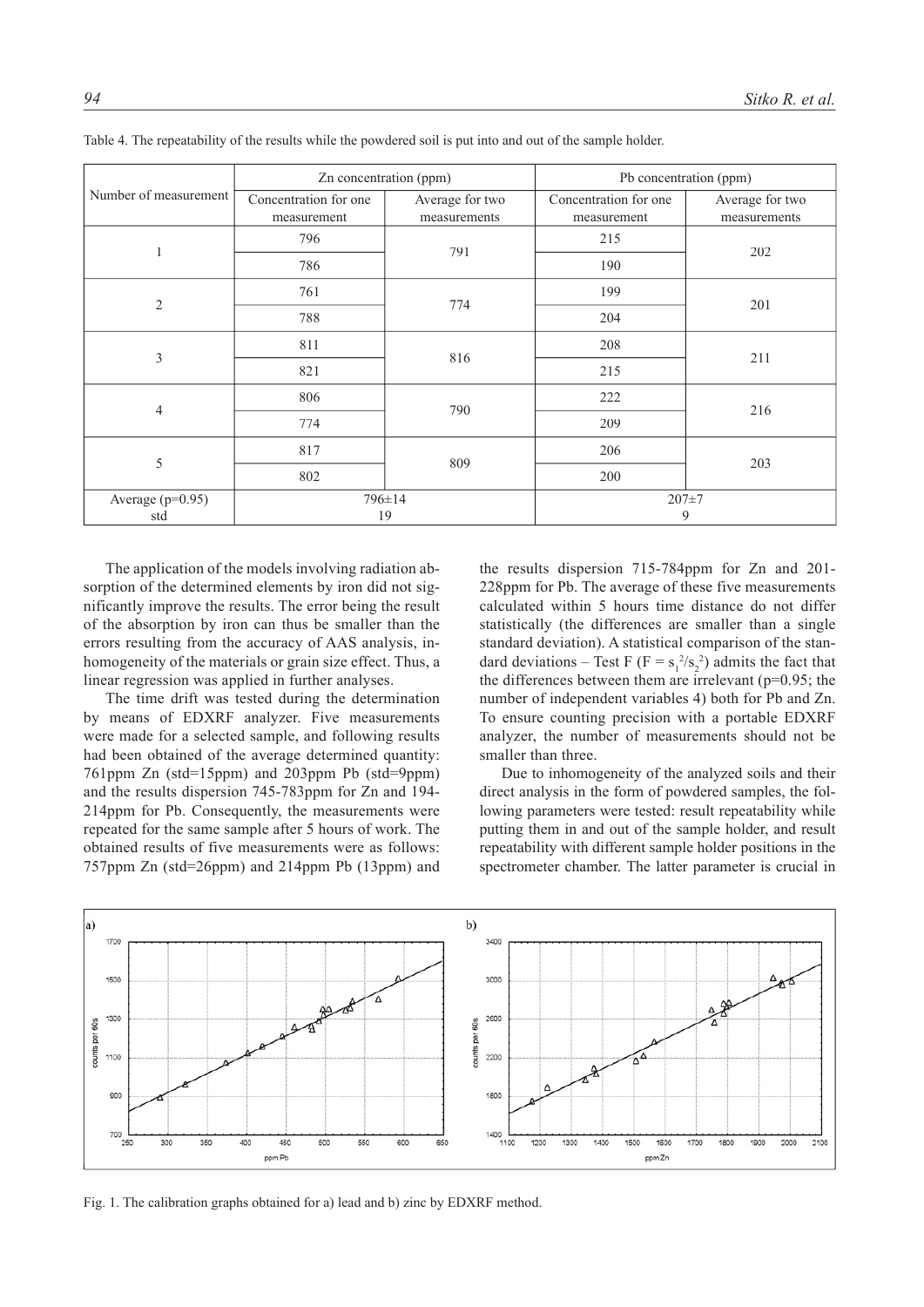Table 4. The repeatability of the results while the powdered soil is put into and out of the sample holder.

| Number of measurement | Zn concentration (ppm) | | Pb concentration (ppm) | |
|---|---|---|---|---|
| | Concentration for one measurement | Average for two measurements | Concentration for one measurement | Average for two measurements |
| 1 | 796 | 791 | 215 | 202 |
| | 786 | | 190 | |
| 2 | 761 | 774 | 199 | 201 |
| | 788 | | 204 | |
| 3 | 811 | 816 | 208 | 211 |
| | 821 | | 215 | |
| 4 | 806 | 790 | 222 | 216 |
| | 774 | | 209 | |
| 5 | 817 | 809 | 206 | 203 |
| | 802 | | 200 | |
| Average (p=0.95) std | 796±14 19 | | 207±7 9 | |

The application of the models involving radiation absorption of the determined elements by iron did not significantly improve the results. The error being the result of the absorption by iron can thus be smaller than the errors resulting from the accuracy of AAS analysis, inhomogeneity of the materials or grain size effect. Thus, a linear regression was applied in further analyses.

The time drift was tested during the determination by means of EDXRF analyzer. Five measurements were made for a selected sample, and following results had been obtained of the average determined quantity: 761ppm Zn (std=15ppm) and 203ppm Pb (std=9ppm) and the results dispersion 745-783ppm for Zn and 194-214ppm for Pb. Consequently, the measurements were repeated for the same sample after 5 hours of work. The obtained results of five measurements were as follows: 757ppm Zn (std=26ppm) and 214ppm Pb (13ppm) and the results dispersion 715-784ppm for Zn and 201-228ppm for Pb. The average of these five measurements calculated within 5 hours time distance do not differ statistically (the differences are smaller than a single standard deviation). A statistical comparison of the standard deviations – Test F ($F = s_1^2/s_2^2$) admits the fact that the differences between them are irrelevant (p=0.95; the number of independent variables 4) both for Pb and Zn. To ensure counting precision with a portable EDXRF analyzer, the number of measurements should not be smaller than three.

Due to inhomogeneity of the analyzed soils and their direct analysis in the form of powdered samples, the following parameters were tested: result repeatability while putting them in and out of the sample holder, and result repeatability with different sample holder positions in the spectrometer chamber. The latter parameter is crucial in

Fig. 1. The calibration graphs obtained for a) lead and b) zinc by EDXRF method.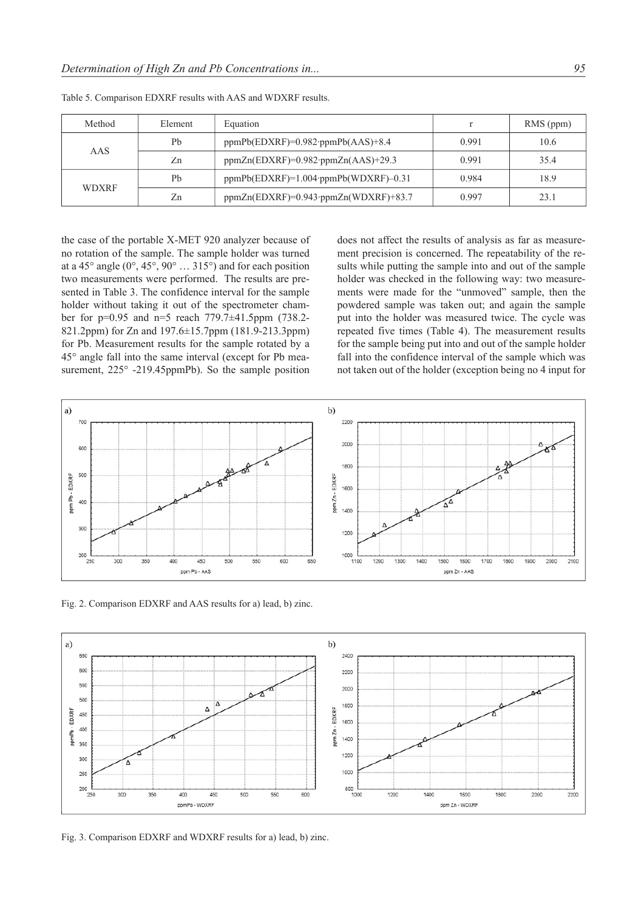Table 5. Comparison EDXRF results with AAS and WDXRF results.

| Method | Element | Equation | r | RMS (ppm) |
|---|---|---|---|---|
| AAS | Pb | ppmPb(EDXRF)=0.982·ppmPb(AAS)+8.4 | 0.991 | 10.6 |
| | Zn | ppmZn(EDXRF)=0.982·ppmZn(AAS)+29.3 | 0.991 | 35.4 |
| WDXRF | Pb | ppmPb(EDXRF)=1.004·ppmPb(WDXRF)–0.31 | 0.984 | 18.9 |
| | Zn | ppmZn(EDXRF)=0.943·ppmZn(WDXRF)+83.7 | 0.997 | 23.1 |

the case of the portable X-MET 920 analyzer because of no rotation of the sample. The sample holder was turned at a 45° angle (0°, 45°, 90° … 315°) and for each position two measurements were performed. The results are presented in Table 3. The confidence interval for the sample holder without taking it out of the spectrometer chamber for p=0.95 and n=5 reach 779.7±41.5ppm (738.2-821.2ppm) for Zn and 197.6±15.7ppm (181.9-213.3ppm) for Pb. Measurement results for the sample rotated by a 45° angle fall into the same interval (except for Pb measurement, 225° -219.45ppmPb). So the sample position does not affect the results of analysis as far as measurement precision is concerned. The repeatability of the results while putting the sample into and out of the sample holder was checked in the following way: two measurements were made for the "unmoved" sample, then the powdered sample was taken out; and again the sample put into the holder was measured twice. The cycle was repeated five times (Table 4). The measurement results for the sample being put into and out of the sample holder fall into the confidence interval of the sample which was not taken out of the holder (exception being no 4 input for

Fig. 2. Comparison EDXRF and AAS results for a) lead, b) zinc.

Fig. 3. Comparison EDXRF and WDXRF results for a) lead, b) zinc.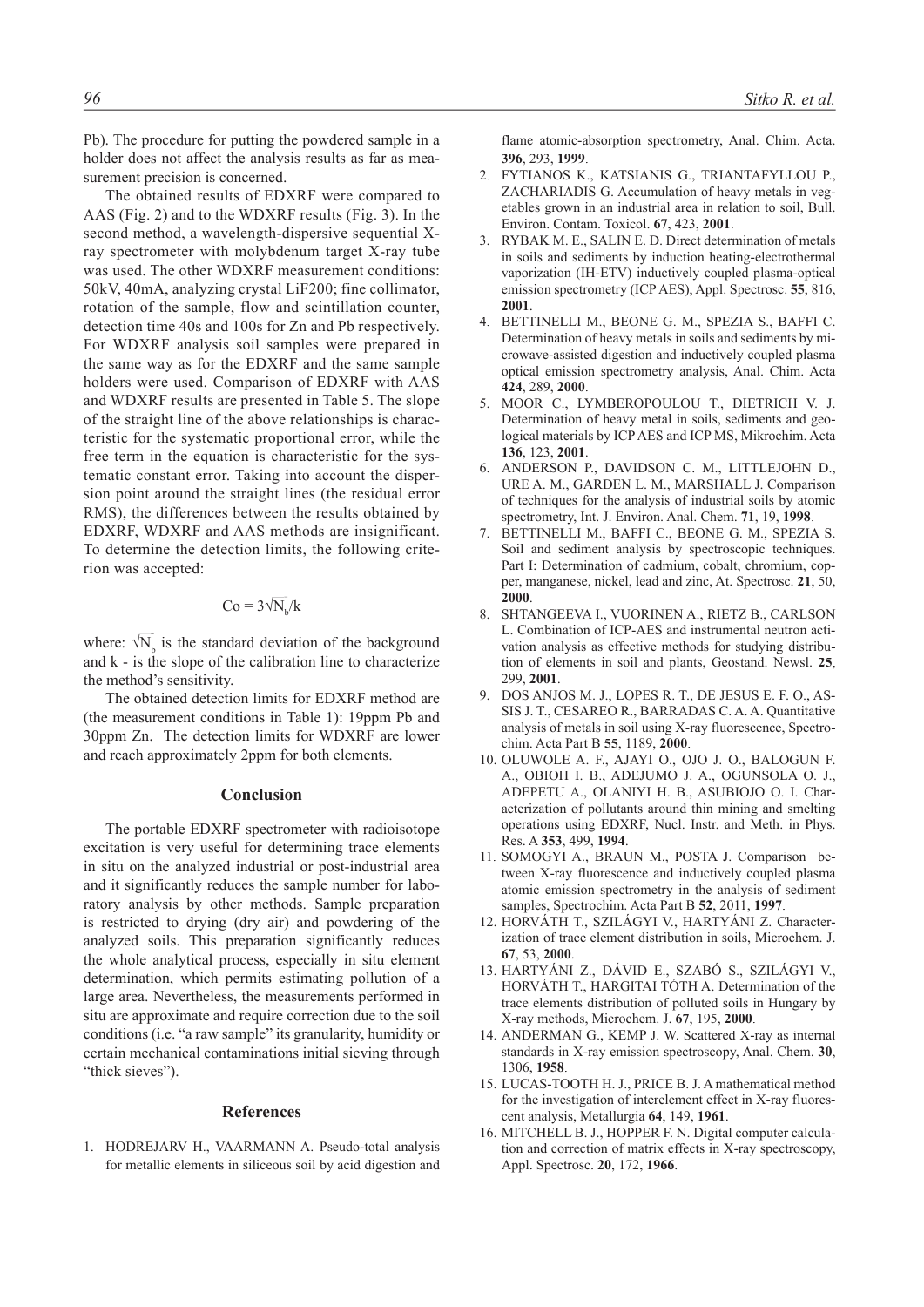Pb). The procedure for putting the powdered sample in a holder does not affect the analysis results as far as measurement precision is concerned.

The obtained results of EDXRF were compared to AAS (Fig. 2) and to the WDXRF results (Fig. 3). In the second method, a wavelength-dispersive sequential X-ray spectrometer with molybdenum target X-ray tube was used. The other WDXRF measurement conditions: 50kV, 40mA, analyzing crystal LiF200; fine collimator, rotation of the sample, flow and scintillation counter, detection time 40s and 100s for Zn and Pb respectively. For WDXRF analysis soil samples were prepared in the same way as for the EDXRF and the same sample holders were used. Comparison of EDXRF with AAS and WDXRF results are presented in Table 5. The slope of the straight line of the above relationships is characteristic for the systematic proportional error, while the free term in the equation is characteristic for the systematic constant error. Taking into account the dispersion point around the straight lines (the residual error RMS), the differences between the results obtained by EDXRF, WDXRF and AAS methods are insignificant. To determine the detection limits, the following criterion was accepted:

$$C_o = 3\sqrt{N_b}/k$$

where: $\sqrt{N_b}$ is the standard deviation of the background and k - is the slope of the calibration line to characterize the method's sensitivity.

The obtained detection limits for EDXRF method are (the measurement conditions in Table 1): 19ppm Pb and 30ppm Zn. The detection limits for WDXRF are lower and reach approximately 2ppm for both elements.

## Conclusion

The portable EDXRF spectrometer with radioisotope excitation is very useful for determining trace elements in situ on the analyzed industrial or post-industrial area and it significantly reduces the sample number for laboratory analysis by other methods. Sample preparation is restricted to drying (dry air) and powdering of the analyzed soils. This preparation significantly reduces the whole analytical process, especially in situ element determination, which permits estimating pollution of a large area. Nevertheless, the measurements performed in situ are approximate and require correction due to the soil conditions (i.e. "a raw sample" its granularity, humidity or certain mechanical contaminations initial sieving through "thick sieves").

## References

1. HODREJARV H., VAARMANN A. Pseudo-total analysis for metallic elements in siliceous soil by acid digestion and flame atomic-absorption spectrometry, Anal. Chim. Acta. **396**, 293, **1999**.
2. FYTIANOS K., KATSIANIS G., TRIANTAFYLLOU P., ZACHARIADIS G. Accumulation of heavy metals in vegetables grown in an industrial area in relation to soil, Bull. Environ. Contam. Toxicol. **67**, 423, **2001**.
3. RYBAK M. E., SALIN E. D. Direct determination of metals in soils and sediments by induction heating-electrothermal vaporization (IH-ETV) inductively coupled plasma-optical emission spectrometry (ICP AES), Appl. Spectrosc. **55**, 816, **2001**.
4. BETTINELLI M., BEONE G. M., SPEZIA S., BAFFI C. Determination of heavy metals in soils and sediments by microwave-assisted digestion and inductively coupled plasma optical emission spectrometry analysis, Anal. Chim. Acta **424**, 289, **2000**.
5. MOOR C., LYMBEROPOULOU T., DIETRICH V. J. Determination of heavy metal in soils, sediments and geological materials by ICP AES and ICP MS, Mikrochim. Acta **136**, 123, **2001**.
6. ANDERSON P., DAVIDSON C. M., LITTLEJOHN D., URE A. M., GARDEN L. M., MARSHALL J. Comparison of techniques for the analysis of industrial soils by atomic spectrometry, Int. J. Environ. Anal. Chem. **71**, 19, **1998**.
7. BETTINELLI M., BAFFI C., BEONE G. M., SPEZIA S. Soil and sediment analysis by spectroscopic techniques. Part I: Determination of cadmium, cobalt, chromium, copper, manganese, nickel, lead and zinc, At. Spectrosc. **21**, 50, **2000**.
8. SHTANGEEVA I., VUORINEN A., RIETZ B., CARLSON L. Combination of ICP-AES and instrumental neutron activation analysis as effective methods for studying distribution of elements in soil and plants, Geostand. Newsl. **25**, 299, **2001**.
9. DOS ANJOS M. J., LOPES R. T., DE JESUS E. F. O., ASSIS J. T., CESAREO R., BARRADAS C. A. A. Quantitative analysis of metals in soil using X-ray fluorescence, Spectrochim. Acta Part B **55**, 1189, **2000**.
10. OLUWOLE A. F., AJAYI O., OJO J. O., BALOGUN F. A., OBIOH I. B., ADEJUMO J. A., OGUNSOLA O. J., ADEPETU A., OLANIYI H. B., ASUBIOJO O. I. Characterization of pollutants around thin mining and smelting operations using EDXRF, Nucl. Instr. and Meth. in Phys. Res. A **353**, 499, **1994**.
11. SOMOGYI A., BRAUN M., POSTA J. Comparison between X-ray fluorescence and inductively coupled plasma atomic emission spectrometry in the analysis of sediment samples, Spectrochim. Acta Part B **52**, 2011, **1997**.
12. HORVÁTH T., SZILÁGYI V., HARTYÁNI Z. Characterization of trace element distribution in soils, Microchem. J. **67**, 53, **2000**.
13. HARTYÁNI Z., DÁVID E., SZABÓ S., SZILÁGYI V., HORVÁTH T., HARGITAI TÓTH A. Determination of the trace elements distribution of polluted soils in Hungary by X-ray methods, Microchem. J. **67**, 195, **2000**.
14. ANDERMAN G., KEMP J. W. Scattered X-ray as internal standards in X-ray emission spectroscopy, Anal. Chem. **30**, 1306, **1958**.
15. LUCAS-TOOTH H. J., PRICE B. J. A mathematical method for the investigation of interelement effect in X-ray fluorescent analysis, Metallurgia **64**, 149, **1961**.
16. MITCHELL B. J., HOPPER F. N. Digital computer calculation and correction of matrix effects in X-ray spectroscopy, Appl. Spectrosc. **20**, 172, **1966**.